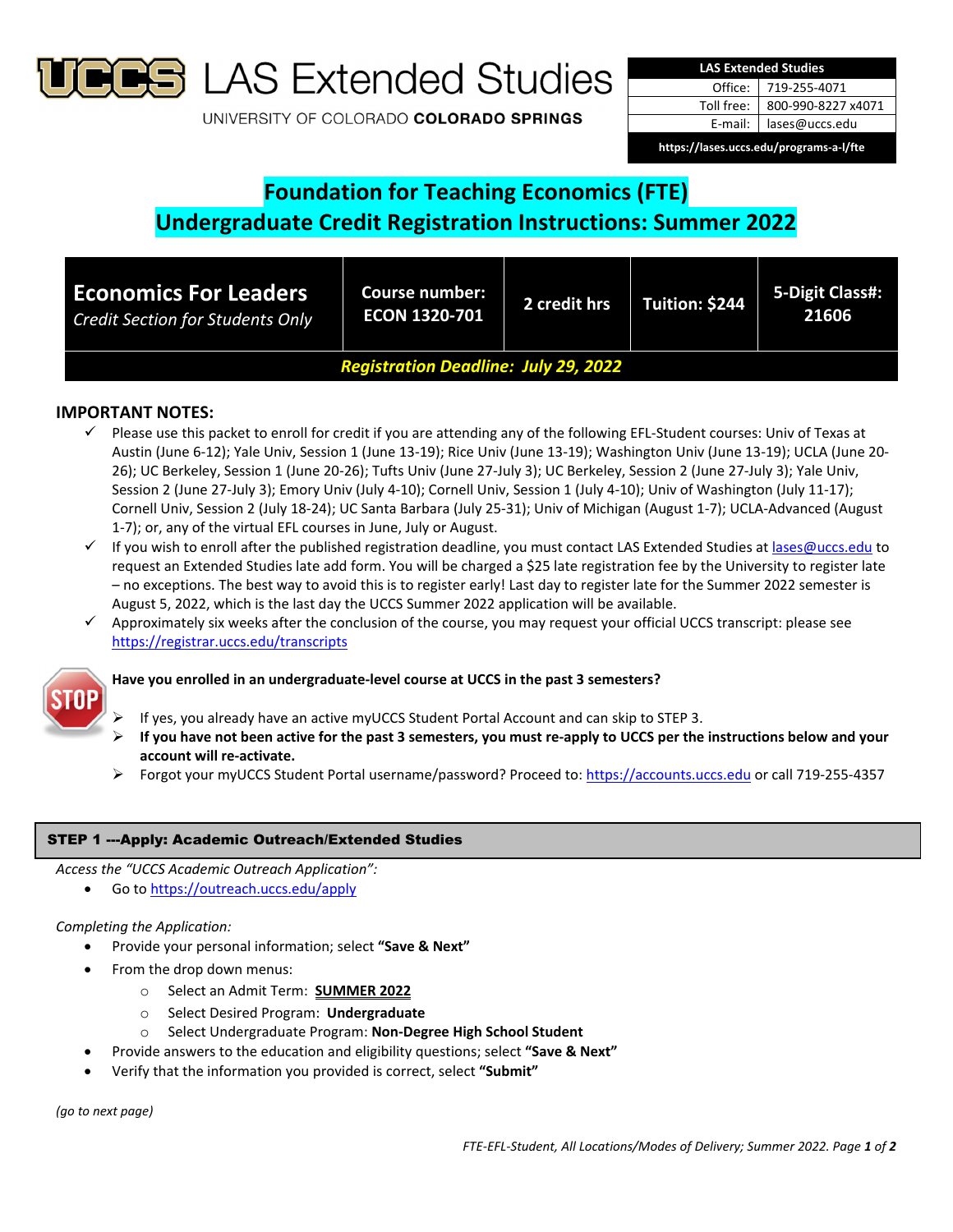# UCCS LAS Extended Studies

UNIVERSITY OF COLORADO **COLORADO SPRINGS**

| LAS Extended Studies | |
|---|---|
| Office: | 719-255-4071 |
| Toll free: | 800-990-8227 x4071 |
| E-mail: | lases@uccs.edu |
| https://lases.uccs.edu/programs-a-l/fte | |

# Foundation for Teaching Economics (FTE)
# Undergraduate Credit Registration Instructions: Summer 2022

| **Economics For Leaders** *Credit Section for Students Only* | **Course number: ECON 1320-701** | **2 credit hrs** | **Tuition: $244** | **5-Digit Class#: 21606** |
|---|---|---|---|---|
| ***Registration Deadline: July 29, 2022*** | | | | |

## IMPORTANT NOTES:

- ✓ Please use this packet to enroll for credit if you are attending any of the following EFL-Student courses: Univ of Texas at Austin (June 6-12); Yale Univ, Session 1 (June 13-19); Rice Univ (June 13-19); Washington Univ (June 13-19); UCLA (June 20-26); UC Berkeley, Session 1 (June 20-26); Tufts Univ (June 27-July 3); UC Berkeley, Session 2 (June 27-July 3); Yale Univ, Session 2 (June 27-July 3); Emory Univ (July 4-10); Cornell Univ, Session 1 (July 4-10); Univ of Washington (July 11-17); Cornell Univ, Session 2 (July 18-24); UC Santa Barbara (July 25-31); Univ of Michigan (August 1-7); UCLA-Advanced (August 1-7); or, any of the virtual EFL courses in June, July or August.
- ✓ If you wish to enroll after the published registration deadline, you must contact LAS Extended Studies at lases@uccs.edu to request an Extended Studies late add form. You will be charged a $25 late registration fee by the University to register late – no exceptions. The best way to avoid this is to register early! Last day to register late for the Summer 2022 semester is August 5, 2022, which is the last day the UCCS Summer 2022 application will be available.
- ✓ Approximately six weeks after the conclusion of the course, you may request your official UCCS transcript: please see https://registrar.uccs.edu/transcripts

STOP **Have you enrolled in an undergraduate-level course at UCCS in the past 3 semesters?**

- ➢ If yes, you already have an active myUCCS Student Portal Account and can skip to STEP 3.
- ➢ **If you have not been active for the past 3 semesters, you must re-apply to UCCS per the instructions below and your account will re-activate.**
- ➢ Forgot your myUCCS Student Portal username/password? Proceed to: https://accounts.uccs.edu or call 719-255-4357

## STEP 1 ---Apply: Academic Outreach/Extended Studies

*Access the "UCCS Academic Outreach Application":*

- Go to https://outreach.uccs.edu/apply

*Completing the Application:*

- Provide your personal information; select **"Save & Next"**
- From the drop down menus:
  - Select an Admit Term: **SUMMER 2022**
  - Select Desired Program: **Undergraduate**
  - Select Undergraduate Program: **Non-Degree High School Student**
- Provide answers to the education and eligibility questions; select **"Save & Next"**
- Verify that the information you provided is correct, select **"Submit"**

*(go to next page)*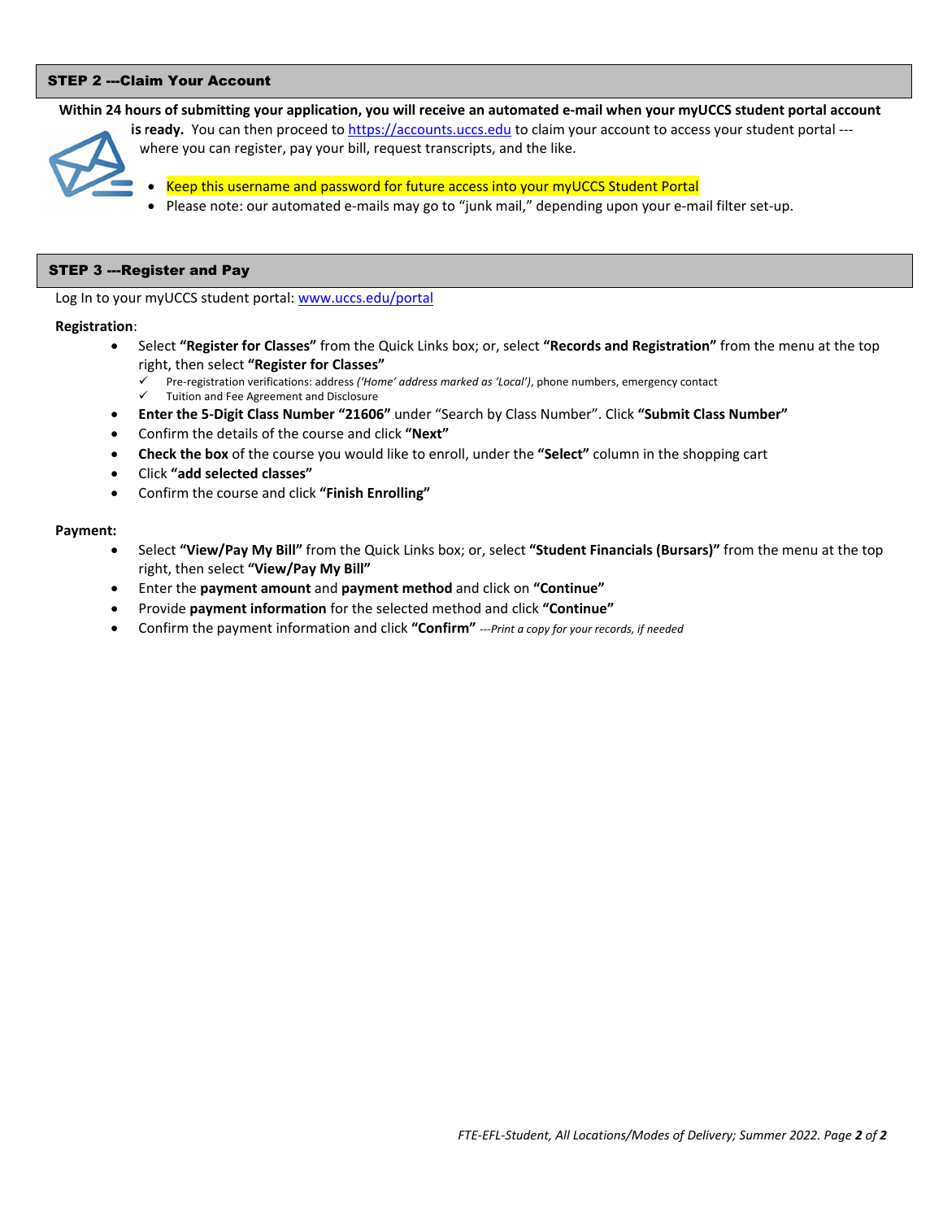## STEP 2 ---Claim Your Account

**Within 24 hours of submitting your application, you will receive an automated e-mail when your myUCCS student portal account is ready.** You can then proceed to https://accounts.uccs.edu to claim your account to access your student portal --- where you can register, pay your bill, request transcripts, and the like.

- Keep this username and password for future access into your myUCCS Student Portal
- Please note: our automated e-mails may go to "junk mail," depending upon your e-mail filter set-up.

## STEP 3 ---Register and Pay

Log In to your myUCCS student portal: www.uccs.edu/portal

**Registration**:

- Select **"Register for Classes"** from the Quick Links box; or, select **"Records and Registration"** from the menu at the top right, then select **"Register for Classes"**
  - ✓ Pre-registration verifications: address *('Home' address marked as 'Local')*, phone numbers, emergency contact
  - ✓ Tuition and Fee Agreement and Disclosure
- **Enter the 5-Digit Class Number "21606"** under "Search by Class Number". Click **"Submit Class Number"**
- Confirm the details of the course and click **"Next"**
- **Check the box** of the course you would like to enroll, under the **"Select"** column in the shopping cart
- Click **"add selected classes"**
- Confirm the course and click **"Finish Enrolling"**

**Payment:**

- Select **"View/Pay My Bill"** from the Quick Links box; or, select **"Student Financials (Bursars)"** from the menu at the top right, then select **"View/Pay My Bill"**
- Enter the **payment amount** and **payment method** and click on **"Continue"**
- Provide **payment information** for the selected method and click **"Continue"**
- Confirm the payment information and click **"Confirm"** *---Print a copy for your records, if needed*